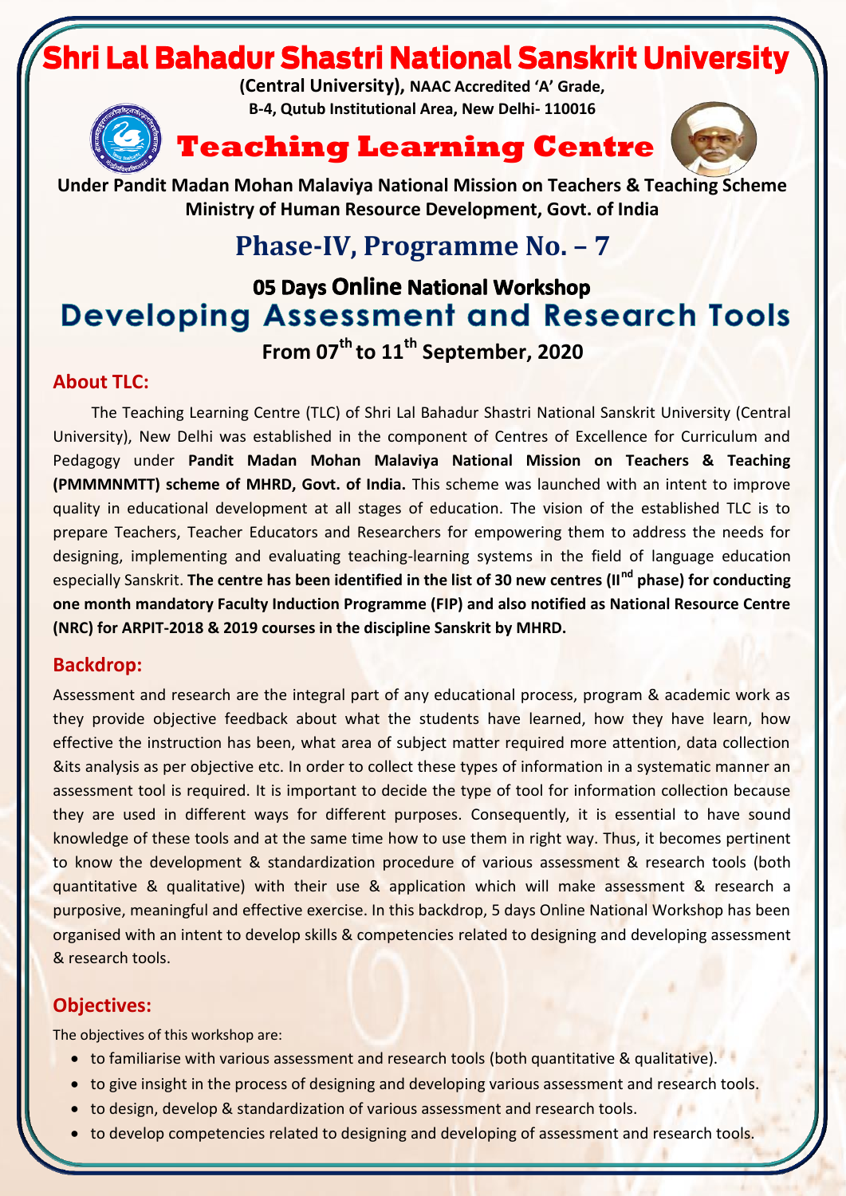# Shri Lal Bahadur Shastri National Sanskrit University

**(Central University), NAAC Accredited 'A' Grade,**
**B-4, Qutub Institutional Area, New Delhi- 110016**

# Teaching Learning Centre

**Under Pandit Madan Mohan Malaviya National Mission on Teachers & Teaching Scheme**
**Ministry of Human Resource Development, Govt. of India**

## Phase-IV, Programme No. – 7

### 05 Days Online National Workshop

# Developing Assessment and Research Tools

**From 07th to 11th September, 2020**

## About TLC:

The Teaching Learning Centre (TLC) of Shri Lal Bahadur Shastri National Sanskrit University (Central University), New Delhi was established in the component of Centres of Excellence for Curriculum and Pedagogy under **Pandit Madan Mohan Malaviya National Mission on Teachers & Teaching (PMMMNMTT) scheme of MHRD, Govt. of India.** This scheme was launched with an intent to improve quality in educational development at all stages of education. The vision of the established TLC is to prepare Teachers, Teacher Educators and Researchers for empowering them to address the needs for designing, implementing and evaluating teaching-learning systems in the field of language education especially Sanskrit. **The centre has been identified in the list of 30 new centres (IInd phase) for conducting one month mandatory Faculty Induction Programme (FIP) and also notified as National Resource Centre (NRC) for ARPIT-2018 & 2019 courses in the discipline Sanskrit by MHRD.**

## Backdrop:

Assessment and research are the integral part of any educational process, program & academic work as they provide objective feedback about what the students have learned, how they have learn, how effective the instruction has been, what area of subject matter required more attention, data collection &its analysis as per objective etc. In order to collect these types of information in a systematic manner an assessment tool is required. It is important to decide the type of tool for information collection because they are used in different ways for different purposes. Consequently, it is essential to have sound knowledge of these tools and at the same time how to use them in right way. Thus, it becomes pertinent to know the development & standardization procedure of various assessment & research tools (both quantitative & qualitative) with their use & application which will make assessment & research a purposive, meaningful and effective exercise. In this backdrop, 5 days Online National Workshop has been organised with an intent to develop skills & competencies related to designing and developing assessment & research tools.

## Objectives:

The objectives of this workshop are:

- to familiarise with various assessment and research tools (both quantitative & qualitative).
- to give insight in the process of designing and developing various assessment and research tools.
- to design, develop & standardization of various assessment and research tools.
- to develop competencies related to designing and developing of assessment and research tools.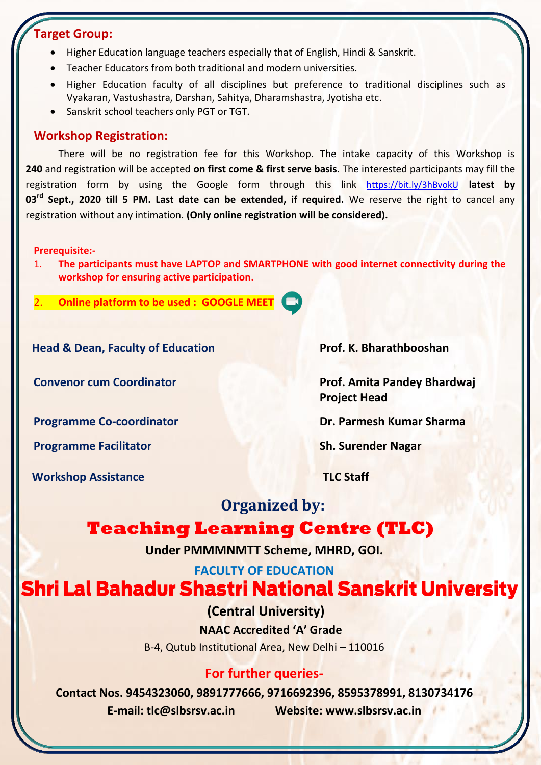## Target Group:

- Higher Education language teachers especially that of English, Hindi & Sanskrit.
- Teacher Educators from both traditional and modern universities.
- Higher Education faculty of all disciplines but preference to traditional disciplines such as Vyakaran, Vastushastra, Darshan, Sahitya, Dharamshastra, Jyotisha etc.
- Sanskrit school teachers only PGT or TGT.

## Workshop Registration:

There will be no registration fee for this Workshop. The intake capacity of this Workshop is **240** and registration will be accepted **on first come & first serve basis**. The interested participants may fill the registration form by using the Google form through this link https://bit.ly/3hBvokU **latest by 03rd Sept., 2020 till 5 PM. Last date can be extended, if required.** We reserve the right to cancel any registration without any intimation. **(Only online registration will be considered).**

**Prerequisite:-**

1. **The participants must have LAPTOP and SMARTPHONE with good internet connectivity during the workshop for ensuring active participation.**
2. **Online platform to be used : GOOGLE MEET**

| | |
|---|---|
| **Head & Dean, Faculty of Education** | **Prof. K. Bharathbooshan** |
| **Convenor cum Coordinator** | **Prof. Amita Pandey Bhardwaj**<br>**Project Head** |
| **Programme Co-coordinator** | **Dr. Parmesh Kumar Sharma** |
| **Programme Facilitator** | **Sh. Surender Nagar** |
| **Workshop Assistance** | **TLC Staff** |

## Organized by:

# Teaching Learning Centre (TLC)

**Under PMMMNMTT Scheme, MHRD, GOI.**

**FACULTY OF EDUCATION**

# Shri Lal Bahadur Shastri National Sanskrit University

**(Central University)**

**NAAC Accredited 'A' Grade**

B-4, Qutub Institutional Area, New Delhi – 110016

## For further queries-

**Contact Nos. 9454323060, 9891777666, 9716692396, 8595378991, 8130734176**

**E-mail: tlc@slbsrsv.ac.in** **Website: www.slbsrsv.ac.in**